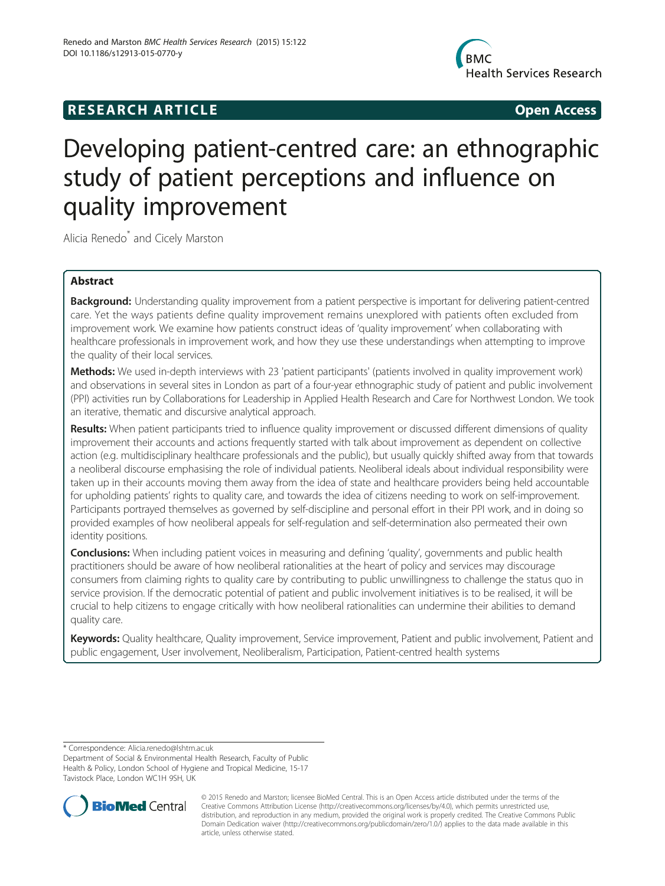**RESEARCH ARTICLE** **Open Access**

# Developing patient-centred care: an ethnographic study of patient perceptions and influence on quality improvement

Alicia Renedo* and Cicely Marston

## Abstract

**Background:** Understanding quality improvement from a patient perspective is important for delivering patient-centred care. Yet the ways patients define quality improvement remains unexplored with patients often excluded from improvement work. We examine how patients construct ideas of 'quality improvement' when collaborating with healthcare professionals in improvement work, and how they use these understandings when attempting to improve the quality of their local services.

**Methods:** We used in-depth interviews with 23 'patient participants' (patients involved in quality improvement work) and observations in several sites in London as part of a four-year ethnographic study of patient and public involvement (PPI) activities run by Collaborations for Leadership in Applied Health Research and Care for Northwest London. We took an iterative, thematic and discursive analytical approach.

**Results:** When patient participants tried to influence quality improvement or discussed different dimensions of quality improvement their accounts and actions frequently started with talk about improvement as dependent on collective action (e.g. multidisciplinary healthcare professionals and the public), but usually quickly shifted away from that towards a neoliberal discourse emphasising the role of individual patients. Neoliberal ideals about individual responsibility were taken up in their accounts moving them away from the idea of state and healthcare providers being held accountable for upholding patients' rights to quality care, and towards the idea of citizens needing to work on self-improvement. Participants portrayed themselves as governed by self-discipline and personal effort in their PPI work, and in doing so provided examples of how neoliberal appeals for self-regulation and self-determination also permeated their own identity positions.

**Conclusions:** When including patient voices in measuring and defining 'quality', governments and public health practitioners should be aware of how neoliberal rationalities at the heart of policy and services may discourage consumers from claiming rights to quality care by contributing to public unwillingness to challenge the status quo in service provision. If the democratic potential of patient and public involvement initiatives is to be realised, it will be crucial to help citizens to engage critically with how neoliberal rationalities can undermine their abilities to demand quality care.

**Keywords:** Quality healthcare, Quality improvement, Service improvement, Patient and public involvement, Patient and public engagement, User involvement, Neoliberalism, Participation, Patient-centred health systems

---

* Correspondence: Alicia.renedo@lshtm.ac.uk
Department of Social & Environmental Health Research, Faculty of Public Health & Policy, London School of Hygiene and Tropical Medicine, 15-17 Tavistock Place, London WC1H 9SH, UK

© 2015 Renedo and Marston; licensee BioMed Central. This is an Open Access article distributed under the terms of the Creative Commons Attribution License (http://creativecommons.org/licenses/by/4.0), which permits unrestricted use, distribution, and reproduction in any medium, provided the original work is properly credited. The Creative Commons Public Domain Dedication waiver (http://creativecommons.org/publicdomain/zero/1.0/) applies to the data made available in this article, unless otherwise stated.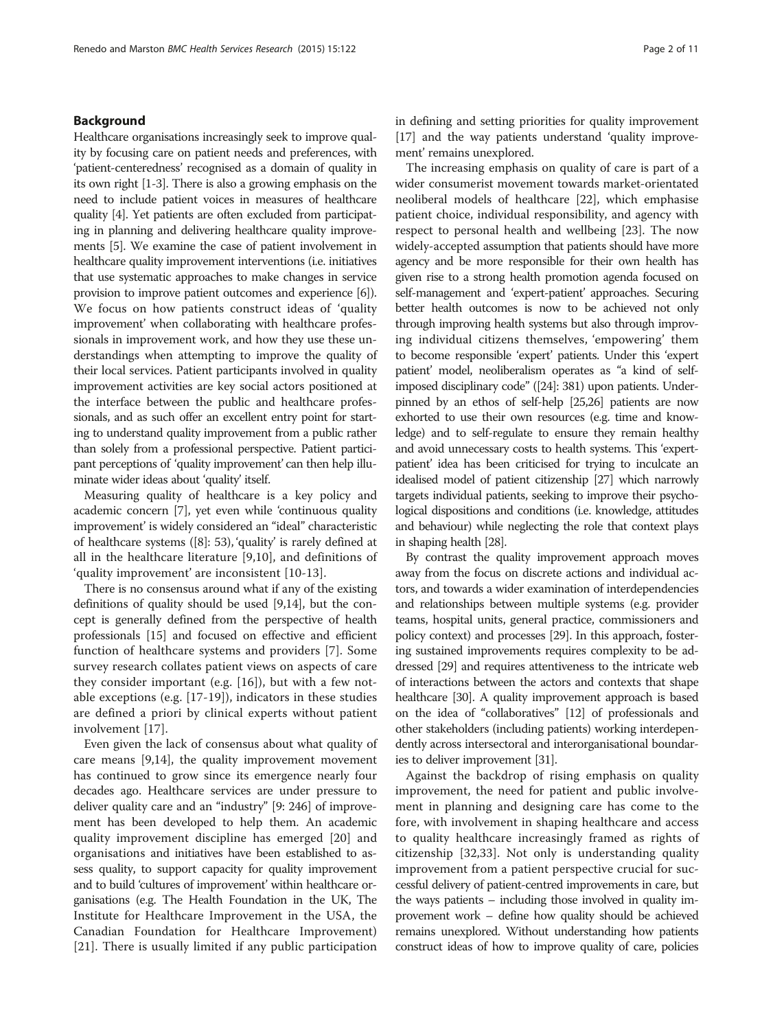## Background

Healthcare organisations increasingly seek to improve quality by focusing care on patient needs and preferences, with 'patient-centeredness' recognised as a domain of quality in its own right [1-3]. There is also a growing emphasis on the need to include patient voices in measures of healthcare quality [4]. Yet patients are often excluded from participating in planning and delivering healthcare quality improvements [5]. We examine the case of patient involvement in healthcare quality improvement interventions (i.e. initiatives that use systematic approaches to make changes in service provision to improve patient outcomes and experience [6]). We focus on how patients construct ideas of 'quality improvement' when collaborating with healthcare professionals in improvement work, and how they use these understandings when attempting to improve the quality of their local services. Patient participants involved in quality improvement activities are key social actors positioned at the interface between the public and healthcare professionals, and as such offer an excellent entry point for starting to understand quality improvement from a public rather than solely from a professional perspective. Patient participant perceptions of 'quality improvement' can then help illuminate wider ideas about 'quality' itself.

Measuring quality of healthcare is a key policy and academic concern [7], yet even while 'continuous quality improvement' is widely considered an "ideal" characteristic of healthcare systems ([8]: 53), 'quality' is rarely defined at all in the healthcare literature [9,10], and definitions of 'quality improvement' are inconsistent [10-13].

There is no consensus around what if any of the existing definitions of quality should be used [9,14], but the concept is generally defined from the perspective of health professionals [15] and focused on effective and efficient function of healthcare systems and providers [7]. Some survey research collates patient views on aspects of care they consider important (e.g. [16]), but with a few notable exceptions (e.g. [17-19]), indicators in these studies are defined a priori by clinical experts without patient involvement [17].

Even given the lack of consensus about what quality of care means [9,14], the quality improvement movement has continued to grow since its emergence nearly four decades ago. Healthcare services are under pressure to deliver quality care and an "industry" [9: 246] of improvement has been developed to help them. An academic quality improvement discipline has emerged [20] and organisations and initiatives have been established to assess quality, to support capacity for quality improvement and to build 'cultures of improvement' within healthcare organisations (e.g. The Health Foundation in the UK, The Institute for Healthcare Improvement in the USA, the Canadian Foundation for Healthcare Improvement) [21]. There is usually limited if any public participation in defining and setting priorities for quality improvement [17] and the way patients understand 'quality improvement' remains unexplored.

The increasing emphasis on quality of care is part of a wider consumerist movement towards market-orientated neoliberal models of healthcare [22], which emphasise patient choice, individual responsibility, and agency with respect to personal health and wellbeing [23]. The now widely-accepted assumption that patients should have more agency and be more responsible for their own health has given rise to a strong health promotion agenda focused on self-management and 'expert-patient' approaches. Securing better health outcomes is now to be achieved not only through improving health systems but also through improving individual citizens themselves, 'empowering' them to become responsible 'expert' patients. Under this 'expert patient' model, neoliberalism operates as "a kind of self-imposed disciplinary code" ([24]: 381) upon patients. Underpinned by an ethos of self-help [25,26] patients are now exhorted to use their own resources (e.g. time and knowledge) and to self-regulate to ensure they remain healthy and avoid unnecessary costs to health systems. This 'expert-patient' idea has been criticised for trying to inculcate an idealised model of patient citizenship [27] which narrowly targets individual patients, seeking to improve their psychological dispositions and conditions (i.e. knowledge, attitudes and behaviour) while neglecting the role that context plays in shaping health [28].

By contrast the quality improvement approach moves away from the focus on discrete actions and individual actors, and towards a wider examination of interdependencies and relationships between multiple systems (e.g. provider teams, hospital units, general practice, commissioners and policy context) and processes [29]. In this approach, fostering sustained improvements requires complexity to be addressed [29] and requires attentiveness to the intricate web of interactions between the actors and contexts that shape healthcare [30]. A quality improvement approach is based on the idea of "collaboratives" [12] of professionals and other stakeholders (including patients) working interdependently across intersectoral and interorganisational boundaries to deliver improvement [31].

Against the backdrop of rising emphasis on quality improvement, the need for patient and public involvement in planning and designing care has come to the fore, with involvement in shaping healthcare and access to quality healthcare increasingly framed as rights of citizenship [32,33]. Not only is understanding quality improvement from a patient perspective crucial for successful delivery of patient-centred improvements in care, but the ways patients – including those involved in quality improvement work – define how quality should be achieved remains unexplored. Without understanding how patients construct ideas of how to improve quality of care, policies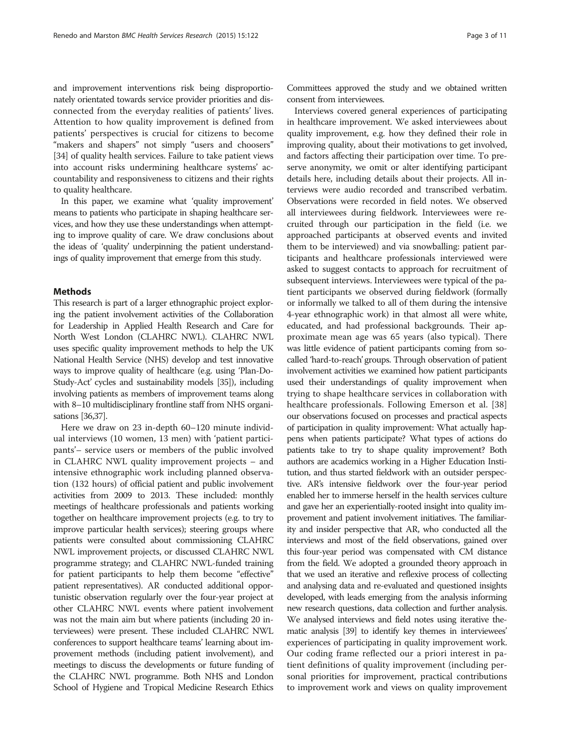and improvement interventions risk being disproportionately orientated towards service provider priorities and disconnected from the everyday realities of patients' lives. Attention to how quality improvement is defined from patients' perspectives is crucial for citizens to become "makers and shapers" not simply "users and choosers" [34] of quality health services. Failure to take patient views into account risks undermining healthcare systems' accountability and responsiveness to citizens and their rights to quality healthcare.

In this paper, we examine what 'quality improvement' means to patients who participate in shaping healthcare services, and how they use these understandings when attempting to improve quality of care. We draw conclusions about the ideas of 'quality' underpinning the patient understandings of quality improvement that emerge from this study.

## Methods

This research is part of a larger ethnographic project exploring the patient involvement activities of the Collaboration for Leadership in Applied Health Research and Care for North West London (CLAHRC NWL). CLAHRC NWL uses specific quality improvement methods to help the UK National Health Service (NHS) develop and test innovative ways to improve quality of healthcare (e.g. using 'Plan-Do-Study-Act' cycles and sustainability models [35]), including involving patients as members of improvement teams along with 8–10 multidisciplinary frontline staff from NHS organisations [36,37].

Here we draw on 23 in-depth 60–120 minute individual interviews (10 women, 13 men) with 'patient participants'– service users or members of the public involved in CLAHRC NWL quality improvement projects – and intensive ethnographic work including planned observation (132 hours) of official patient and public involvement activities from 2009 to 2013. These included: monthly meetings of healthcare professionals and patients working together on healthcare improvement projects (e.g. to try to improve particular health services); steering groups where patients were consulted about commissioning CLAHRC NWL improvement projects, or discussed CLAHRC NWL programme strategy; and CLAHRC NWL-funded training for patient participants to help them become "effective" patient representatives). AR conducted additional opportunistic observation regularly over the four-year project at other CLAHRC NWL events where patient involvement was not the main aim but where patients (including 20 interviewees) were present. These included CLAHRC NWL conferences to support healthcare teams' learning about improvement methods (including patient involvement), and meetings to discuss the developments or future funding of the CLAHRC NWL programme. Both NHS and London School of Hygiene and Tropical Medicine Research Ethics Committees approved the study and we obtained written consent from interviewees.

Interviews covered general experiences of participating in healthcare improvement. We asked interviewees about quality improvement, e.g. how they defined their role in improving quality, about their motivations to get involved, and factors affecting their participation over time. To preserve anonymity, we omit or alter identifying participant details here, including details about their projects. All interviews were audio recorded and transcribed verbatim. Observations were recorded in field notes. We observed all interviewees during fieldwork. Interviewees were recruited through our participation in the field (i.e. we approached participants at observed events and invited them to be interviewed) and via snowballing: patient participants and healthcare professionals interviewed were asked to suggest contacts to approach for recruitment of subsequent interviews. Interviewees were typical of the patient participants we observed during fieldwork (formally or informally we talked to all of them during the intensive 4-year ethnographic work) in that almost all were white, educated, and had professional backgrounds. Their approximate mean age was 65 years (also typical). There was little evidence of patient participants coming from so-called 'hard-to-reach' groups. Through observation of patient involvement activities we examined how patient participants used their understandings of quality improvement when trying to shape healthcare services in collaboration with healthcare professionals. Following Emerson et al. [38] our observations focused on processes and practical aspects of participation in quality improvement: What actually happens when patients participate? What types of actions do patients take to try to shape quality improvement? Both authors are academics working in a Higher Education Institution, and thus started fieldwork with an outsider perspective. AR's intensive fieldwork over the four-year period enabled her to immerse herself in the health services culture and gave her an experientially-rooted insight into quality improvement and patient involvement initiatives. The familiarity and insider perspective that AR, who conducted all the interviews and most of the field observations, gained over this four-year period was compensated with CM distance from the field. We adopted a grounded theory approach in that we used an iterative and reflexive process of collecting and analysing data and re-evaluated and questioned insights developed, with leads emerging from the analysis informing new research questions, data collection and further analysis. We analysed interviews and field notes using iterative thematic analysis [39] to identify key themes in interviewees' experiences of participating in quality improvement work. Our coding frame reflected our a priori interest in patient definitions of quality improvement (including personal priorities for improvement, practical contributions to improvement work and views on quality improvement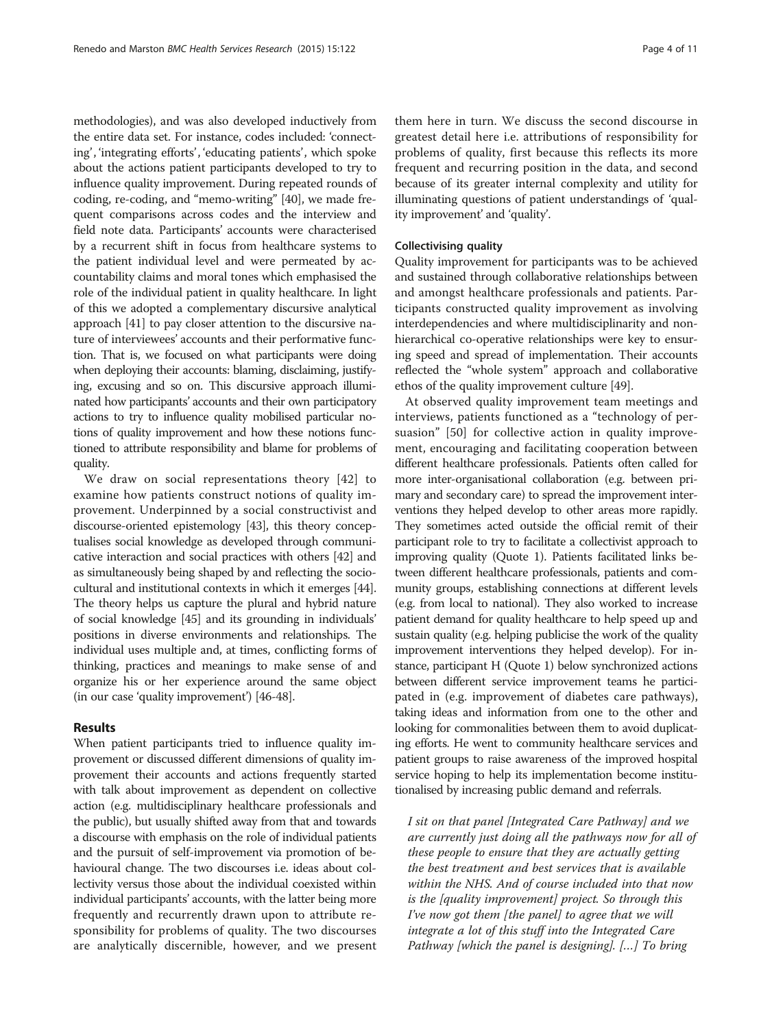methodologies), and was also developed inductively from the entire data set. For instance, codes included: 'connecting', 'integrating efforts', 'educating patients', which spoke about the actions patient participants developed to try to influence quality improvement. During repeated rounds of coding, re-coding, and "memo-writing" [40], we made frequent comparisons across codes and the interview and field note data. Participants' accounts were characterised by a recurrent shift in focus from healthcare systems to the patient individual level and were permeated by accountability claims and moral tones which emphasised the role of the individual patient in quality healthcare. In light of this we adopted a complementary discursive analytical approach [41] to pay closer attention to the discursive nature of interviewees' accounts and their performative function. That is, we focused on what participants were doing when deploying their accounts: blaming, disclaiming, justifying, excusing and so on. This discursive approach illuminated how participants' accounts and their own participatory actions to try to influence quality mobilised particular notions of quality improvement and how these notions functioned to attribute responsibility and blame for problems of quality.

We draw on social representations theory [42] to examine how patients construct notions of quality improvement. Underpinned by a social constructivist and discourse-oriented epistemology [43], this theory conceptualises social knowledge as developed through communicative interaction and social practices with others [42] and as simultaneously being shaped by and reflecting the socio-cultural and institutional contexts in which it emerges [44]. The theory helps us capture the plural and hybrid nature of social knowledge [45] and its grounding in individuals' positions in diverse environments and relationships. The individual uses multiple and, at times, conflicting forms of thinking, practices and meanings to make sense of and organize his or her experience around the same object (in our case 'quality improvement') [46-48].

## Results

When patient participants tried to influence quality improvement or discussed different dimensions of quality improvement their accounts and actions frequently started with talk about improvement as dependent on collective action (e.g. multidisciplinary healthcare professionals and the public), but usually shifted away from that and towards a discourse with emphasis on the role of individual patients and the pursuit of self-improvement via promotion of behavioural change. The two discourses i.e. ideas about collectivity versus those about the individual coexisted within individual participants' accounts, with the latter being more frequently and recurrently drawn upon to attribute responsibility for problems of quality. The two discourses are analytically discernible, however, and we present them here in turn. We discuss the second discourse in greatest detail here i.e. attributions of responsibility for problems of quality, first because this reflects its more frequent and recurring position in the data, and second because of its greater internal complexity and utility for illuminating questions of patient understandings of 'quality improvement' and 'quality'.

### Collectivising quality

Quality improvement for participants was to be achieved and sustained through collaborative relationships between and amongst healthcare professionals and patients. Participants constructed quality improvement as involving interdependencies and where multidisciplinarity and non-hierarchical co-operative relationships were key to ensuring speed and spread of implementation. Their accounts reflected the "whole system" approach and collaborative ethos of the quality improvement culture [49].

At observed quality improvement team meetings and interviews, patients functioned as a "technology of persuasion" [50] for collective action in quality improvement, encouraging and facilitating cooperation between different healthcare professionals. Patients often called for more inter-organisational collaboration (e.g. between primary and secondary care) to spread the improvement interventions they helped develop to other areas more rapidly. They sometimes acted outside the official remit of their participant role to try to facilitate a collectivist approach to improving quality (Quote 1). Patients facilitated links between different healthcare professionals, patients and community groups, establishing connections at different levels (e.g. from local to national). They also worked to increase patient demand for quality healthcare to help speed up and sustain quality (e.g. helping publicise the work of the quality improvement interventions they helped develop). For instance, participant H (Quote 1) below synchronized actions between different service improvement teams he participated in (e.g. improvement of diabetes care pathways), taking ideas and information from one to the other and looking for commonalities between them to avoid duplicating efforts. He went to community healthcare services and patient groups to raise awareness of the improved hospital service hoping to help its implementation become institutionalised by increasing public demand and referrals.

*I sit on that panel [Integrated Care Pathway] and we are currently just doing all the pathways now for all of these people to ensure that they are actually getting the best treatment and best services that is available within the NHS. And of course included into that now is the [quality improvement] project. So through this I've now got them [the panel] to agree that we will integrate a lot of this stuff into the Integrated Care Pathway [which the panel is designing]. [...] To bring*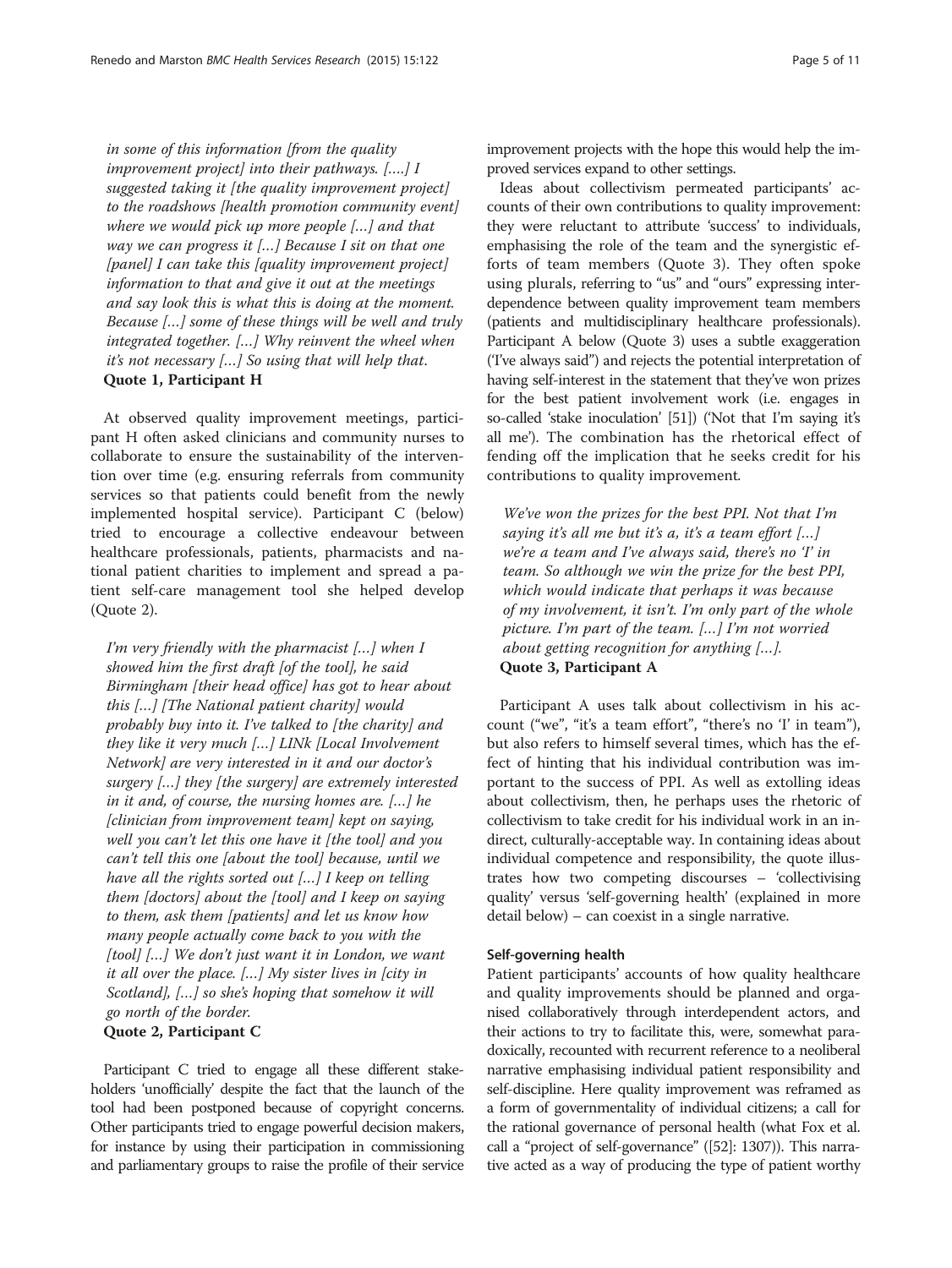*in some of this information [from the quality improvement project] into their pathways. [....] I suggested taking it [the quality improvement project] to the roadshows [health promotion community event] where we would pick up more people […] and that way we can progress it […] Because I sit on that one [panel] I can take this [quality improvement project] information to that and give it out at the meetings and say look this is what this is doing at the moment. Because […] some of these things will be well and truly integrated together. […] Why reinvent the wheel when it's not necessary […] So using that will help that.*

**Quote 1, Participant H**

At observed quality improvement meetings, participant H often asked clinicians and community nurses to collaborate to ensure the sustainability of the intervention over time (e.g. ensuring referrals from community services so that patients could benefit from the newly implemented hospital service). Participant C (below) tried to encourage a collective endeavour between healthcare professionals, patients, pharmacists and national patient charities to implement and spread a patient self-care management tool she helped develop (Quote 2).

*I'm very friendly with the pharmacist […] when I showed him the first draft [of the tool], he said Birmingham [their head office] has got to hear about this […] [The National patient charity] would probably buy into it. I've talked to [the charity] and they like it very much […] LINk [Local Involvement Network] are very interested in it and our doctor's surgery […] they [the surgery] are extremely interested in it and, of course, the nursing homes are. […] he [clinician from improvement team] kept on saying, well you can't let this one have it [the tool] and you can't tell this one [about the tool] because, until we have all the rights sorted out […] I keep on telling them [doctors] about the [tool] and I keep on saying to them, ask them [patients] and let us know how many people actually come back to you with the [tool] […] We don't just want it in London, we want it all over the place. […] My sister lives in [city in Scotland], […] so she's hoping that somehow it will go north of the border.*

**Quote 2, Participant C**

Participant C tried to engage all these different stakeholders 'unofficially' despite the fact that the launch of the tool had been postponed because of copyright concerns. Other participants tried to engage powerful decision makers, for instance by using their participation in commissioning and parliamentary groups to raise the profile of their service improvement projects with the hope this would help the improved services expand to other settings.

Ideas about collectivism permeated participants' accounts of their own contributions to quality improvement: they were reluctant to attribute 'success' to individuals, emphasising the role of the team and the synergistic efforts of team members (Quote 3). They often spoke using plurals, referring to "us" and "ours" expressing interdependence between quality improvement team members (patients and multidisciplinary healthcare professionals). Participant A below (Quote 3) uses a subtle exaggeration ('I've always said") and rejects the potential interpretation of having self-interest in the statement that they've won prizes for the best patient involvement work (i.e. engages in so-called 'stake inoculation' [51]) ('Not that I'm saying it's all me'). The combination has the rhetorical effect of fending off the implication that he seeks credit for his contributions to quality improvement.

*We've won the prizes for the best PPI. Not that I'm saying it's all me but it's a, it's a team effort […] we're a team and I've always said, there's no 'I' in team. So although we win the prize for the best PPI, which would indicate that perhaps it was because of my involvement, it isn't. I'm only part of the whole picture. I'm part of the team. […] I'm not worried about getting recognition for anything […].*

**Quote 3, Participant A**

Participant A uses talk about collectivism in his account ("we", "it's a team effort", "there's no 'I' in team"), but also refers to himself several times, which has the effect of hinting that his individual contribution was important to the success of PPI. As well as extolling ideas about collectivism, then, he perhaps uses the rhetoric of collectivism to take credit for his individual work in an indirect, culturally-acceptable way. In containing ideas about individual competence and responsibility, the quote illustrates how two competing discourses – 'collectivising quality' versus 'self-governing health' (explained in more detail below) – can coexist in a single narrative.

#### Self-governing health

Patient participants' accounts of how quality healthcare and quality improvements should be planned and organised collaboratively through interdependent actors, and their actions to try to facilitate this, were, somewhat paradoxically, recounted with recurrent reference to a neoliberal narrative emphasising individual patient responsibility and self-discipline. Here quality improvement was reframed as a form of governmentality of individual citizens; a call for the rational governance of personal health (what Fox et al. call a "project of self-governance" ([52]: 1307)). This narrative acted as a way of producing the type of patient worthy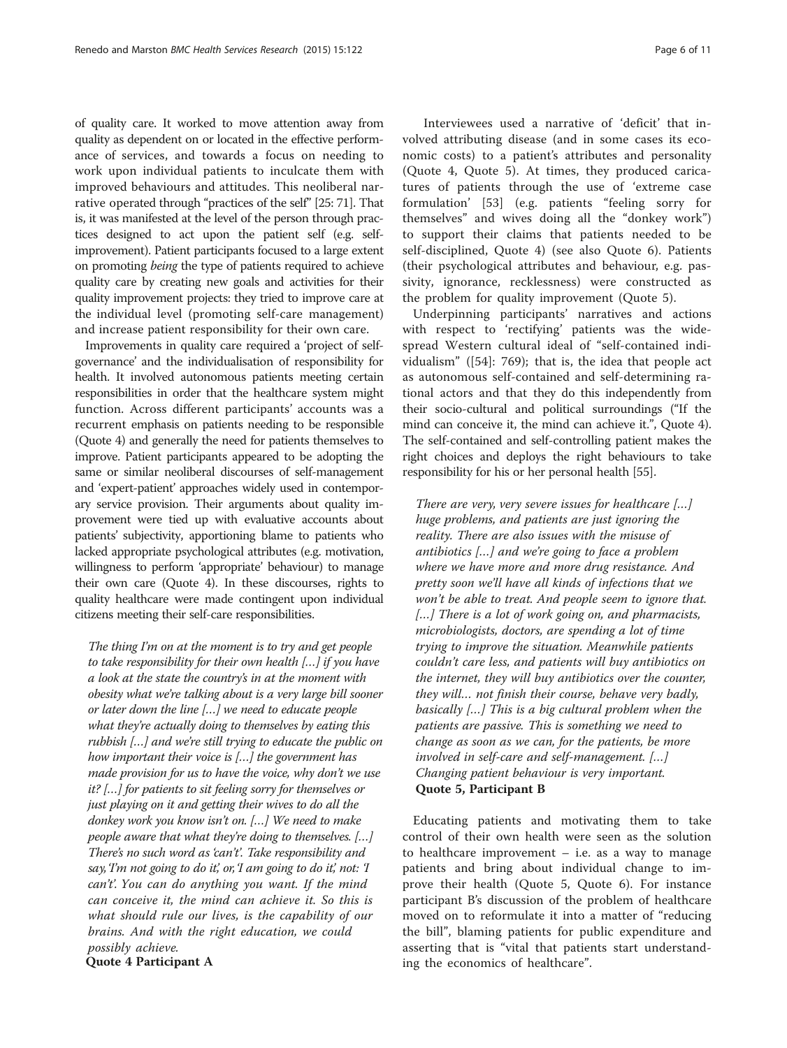of quality care. It worked to move attention away from quality as dependent on or located in the effective performance of services, and towards a focus on needing to work upon individual patients to inculcate them with improved behaviours and attitudes. This neoliberal narrative operated through "practices of the self" [25: 71]. That is, it was manifested at the level of the person through practices designed to act upon the patient self (e.g. self-improvement). Patient participants focused to a large extent on promoting *being* the type of patients required to achieve quality care by creating new goals and activities for their quality improvement projects: they tried to improve care at the individual level (promoting self-care management) and increase patient responsibility for their own care.

Improvements in quality care required a 'project of self-governance' and the individualisation of responsibility for health. It involved autonomous patients meeting certain responsibilities in order that the healthcare system might function. Across different participants' accounts was a recurrent emphasis on patients needing to be responsible (Quote 4) and generally the need for patients themselves to improve. Patient participants appeared to be adopting the same or similar neoliberal discourses of self-management and 'expert-patient' approaches widely used in contemporary service provision. Their arguments about quality improvement were tied up with evaluative accounts about patients' subjectivity, apportioning blame to patients who lacked appropriate psychological attributes (e.g. motivation, willingness to perform 'appropriate' behaviour) to manage their own care (Quote 4). In these discourses, rights to quality healthcare were made contingent upon individual citizens meeting their self-care responsibilities.

*The thing I'm on at the moment is to try and get people to take responsibility for their own health [...] if you have a look at the state the country's in at the moment with obesity what we're talking about is a very large bill sooner or later down the line [...] we need to educate people what they're actually doing to themselves by eating this rubbish [...] and we're still trying to educate the public on how important their voice is [...] the government has made provision for us to have the voice, why don't we use it? [...] for patients to sit feeling sorry for themselves or just playing on it and getting their wives to do all the donkey work you know isn't on. [...] We need to make people aware that what they're doing to themselves. [...] There's no such word as 'can't'. Take responsibility and say, 'I'm not going to do it', or, 'I am going to do it', not: 'I can't'. You can do anything you want. If the mind can conceive it, the mind can achieve it. So this is what should rule our lives, is the capability of our brains. And with the right education, we could possibly achieve.*
**Quote 4 Participant A**

Interviewees used a narrative of 'deficit' that involved attributing disease (and in some cases its economic costs) to a patient's attributes and personality (Quote 4, Quote 5). At times, they produced caricatures of patients through the use of 'extreme case formulation' [53] (e.g. patients "feeling sorry for themselves" and wives doing all the "donkey work") to support their claims that patients needed to be self-disciplined, Quote 4) (see also Quote 6). Patients (their psychological attributes and behaviour, e.g. passivity, ignorance, recklessness) were constructed as the problem for quality improvement (Quote 5).

Underpinning participants' narratives and actions with respect to 'rectifying' patients was the widespread Western cultural ideal of "self-contained individualism" ([54]: 769); that is, the idea that people act as autonomous self-contained and self-determining rational actors and that they do this independently from their socio-cultural and political surroundings ("If the mind can conceive it, the mind can achieve it.", Quote 4). The self-contained and self-controlling patient makes the right choices and deploys the right behaviours to take responsibility for his or her personal health [55].

*There are very, very severe issues for healthcare [...] huge problems, and patients are just ignoring the reality. There are also issues with the misuse of antibiotics [...] and we're going to face a problem where we have more and more drug resistance. And pretty soon we'll have all kinds of infections that we won't be able to treat. And people seem to ignore that. [...] There is a lot of work going on, and pharmacists, microbiologists, doctors, are spending a lot of time trying to improve the situation. Meanwhile patients couldn't care less, and patients will buy antibiotics on the internet, they will buy antibiotics over the counter, they will... not finish their course, behave very badly, basically [...] This is a big cultural problem when the patients are passive. This is something we need to change as soon as we can, for the patients, be more involved in self-care and self-management. [...] Changing patient behaviour is very important.*
**Quote 5, Participant B**

Educating patients and motivating them to take control of their own health were seen as the solution to healthcare improvement – i.e. as a way to manage patients and bring about individual change to improve their health (Quote 5, Quote 6). For instance participant B's discussion of the problem of healthcare moved on to reformulate it into a matter of "reducing the bill", blaming patients for public expenditure and asserting that is "vital that patients start understanding the economics of healthcare".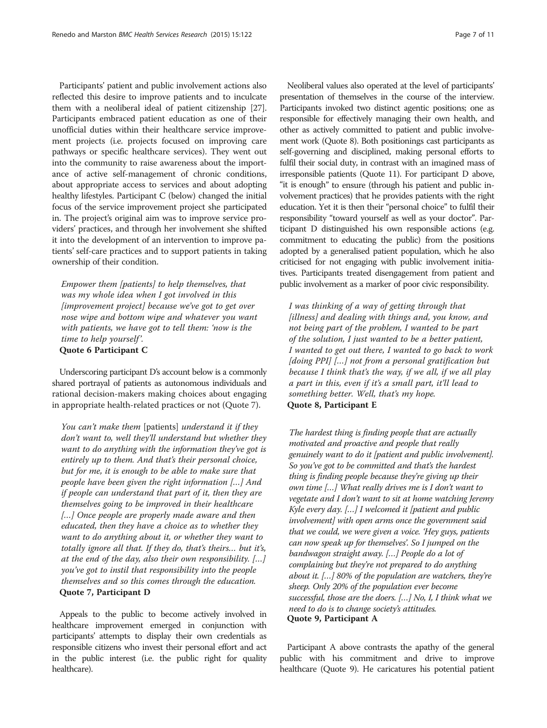Participants' patient and public involvement actions also reflected this desire to improve patients and to inculcate them with a neoliberal ideal of patient citizenship [27]. Participants embraced patient education as one of their unofficial duties within their healthcare service improvement projects (i.e. projects focused on improving care pathways or specific healthcare services). They went out into the community to raise awareness about the importance of active self-management of chronic conditions, about appropriate access to services and about adopting healthy lifestyles. Participant C (below) changed the initial focus of the service improvement project she participated in. The project's original aim was to improve service providers' practices, and through her involvement she shifted it into the development of an intervention to improve patients' self-care practices and to support patients in taking ownership of their condition.

> *Empower them [patients] to help themselves, that was my whole idea when I got involved in this [improvement project] because we've got to get over nose wipe and bottom wipe and whatever you want with patients, we have got to tell them: 'now is the time to help yourself'.*
>
> **Quote 6 Participant C**

Underscoring participant D's account below is a commonly shared portrayal of patients as autonomous individuals and rational decision-makers making choices about engaging in appropriate health-related practices or not (Quote 7).

> *You can't make them* [patients] *understand it if they don't want to, well they'll understand but whether they want to do anything with the information they've got is entirely up to them. And that's their personal choice, but for me, it is enough to be able to make sure that people have been given the right information […] And if people can understand that part of it, then they are themselves going to be improved in their healthcare […] Once people are properly made aware and then educated, then they have a choice as to whether they want to do anything about it, or whether they want to totally ignore all that. If they do, that's theirs… but it's, at the end of the day, also their own responsibility. […] you've got to instil that responsibility into the people themselves and so this comes through the education.*
>
> **Quote 7, Participant D**

Appeals to the public to become actively involved in healthcare improvement emerged in conjunction with participants' attempts to display their own credentials as responsible citizens who invest their personal effort and act in the public interest (i.e. the public right for quality healthcare).

Neoliberal values also operated at the level of participants' presentation of themselves in the course of the interview. Participants invoked two distinct agentic positions; one as responsible for effectively managing their own health, and other as actively committed to patient and public involvement work (Quote 8). Both positionings cast participants as self-governing and disciplined, making personal efforts to fulfil their social duty, in contrast with an imagined mass of irresponsible patients (Quote 11). For participant D above, "it is enough" to ensure (through his patient and public involvement practices) that he provides patients with the right education. Yet it is then their "personal choice" to fulfil their responsibility "toward yourself as well as your doctor". Participant D distinguished his own responsible actions (e.g. commitment to educating the public) from the positions adopted by a generalised patient population, which he also criticised for not engaging with public involvement initiatives. Participants treated disengagement from patient and public involvement as a marker of poor civic responsibility.

> *I was thinking of a way of getting through that [illness] and dealing with things and, you know, and not being part of the problem, I wanted to be part of the solution, I just wanted to be a better patient, I wanted to get out there, I wanted to go back to work [doing PPI] […] not from a personal gratification but because I think that's the way, if we all, if we all play a part in this, even if it's a small part, it'll lead to something better. Well, that's my hope.*
>
> **Quote 8, Participant E**

> *The hardest thing is finding people that are actually motivated and proactive and people that really genuinely want to do it [patient and public involvement]. So you've got to be committed and that's the hardest thing is finding people because they're giving up their own time […] What really drives me is I don't want to vegetate and I don't want to sit at home watching Jeremy Kyle every day. […] I welcomed it [patient and public involvement] with open arms once the government said that we could, we were given a voice. 'Hey guys, patients can now speak up for themselves'. So I jumped on the bandwagon straight away. […] People do a lot of complaining but they're not prepared to do anything about it. […] 80% of the population are watchers, they're sheep. Only 20% of the population ever become successful, those are the doers. […] No, I, I think what we need to do is to change society's attitudes.*
>
> **Quote 9, Participant A**

Participant A above contrasts the apathy of the general public with his commitment and drive to improve healthcare (Quote 9). He caricatures his potential patient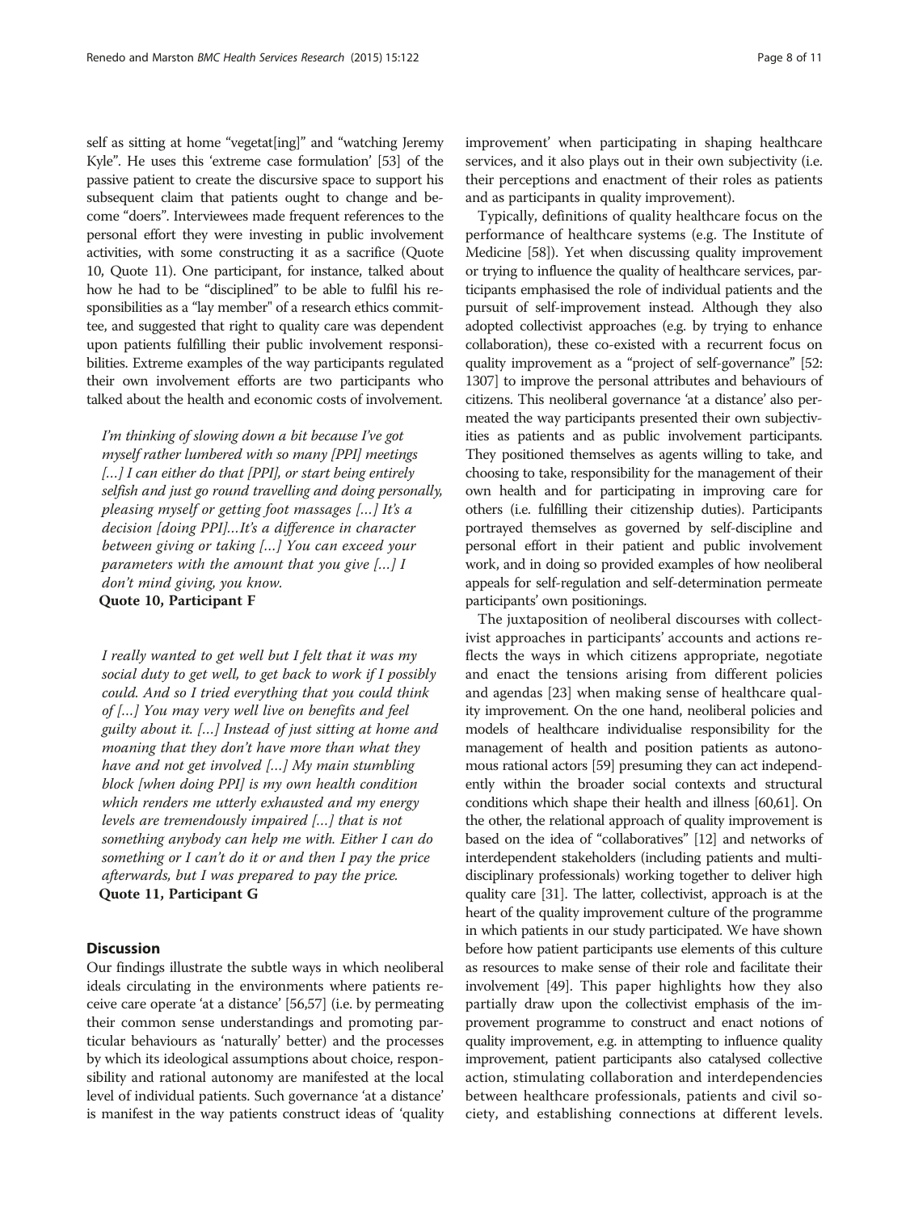self as sitting at home "vegetat[ing]" and "watching Jeremy Kyle". He uses this 'extreme case formulation' [53] of the passive patient to create the discursive space to support his subsequent claim that patients ought to change and become "doers". Interviewees made frequent references to the personal effort they were investing in public involvement activities, with some constructing it as a sacrifice (Quote 10, Quote 11). One participant, for instance, talked about how he had to be "disciplined" to be able to fulfil his responsibilities as a "lay member" of a research ethics committee, and suggested that right to quality care was dependent upon patients fulfilling their public involvement responsibilities. Extreme examples of the way participants regulated their own involvement efforts are two participants who talked about the health and economic costs of involvement.

*I'm thinking of slowing down a bit because I've got myself rather lumbered with so many [PPI] meetings [...] I can either do that [PPI], or start being entirely selfish and just go round travelling and doing personally, pleasing myself or getting foot massages [...] It's a decision [doing PPI]...It's a difference in character between giving or taking [...] You can exceed your parameters with the amount that you give [...] I don't mind giving, you know.*
**Quote 10, Participant F**

*I really wanted to get well but I felt that it was my social duty to get well, to get back to work if I possibly could. And so I tried everything that you could think of [...] You may very well live on benefits and feel guilty about it. [...] Instead of just sitting at home and moaning that they don't have more than what they have and not get involved [...] My main stumbling block [when doing PPI] is my own health condition which renders me utterly exhausted and my energy levels are tremendously impaired [...] that is not something anybody can help me with. Either I can do something or I can't do it or and then I pay the price afterwards, but I was prepared to pay the price.*
**Quote 11, Participant G**

## Discussion

Our findings illustrate the subtle ways in which neoliberal ideals circulating in the environments where patients receive care operate 'at a distance' [56,57] (i.e. by permeating their common sense understandings and promoting particular behaviours as 'naturally' better) and the processes by which its ideological assumptions about choice, responsibility and rational autonomy are manifested at the local level of individual patients. Such governance 'at a distance' is manifest in the way patients construct ideas of 'quality improvement' when participating in shaping healthcare services, and it also plays out in their own subjectivity (i.e. their perceptions and enactment of their roles as patients and as participants in quality improvement).

Typically, definitions of quality healthcare focus on the performance of healthcare systems (e.g. The Institute of Medicine [58]). Yet when discussing quality improvement or trying to influence the quality of healthcare services, participants emphasised the role of individual patients and the pursuit of self-improvement instead. Although they also adopted collectivist approaches (e.g. by trying to enhance collaboration), these co-existed with a recurrent focus on quality improvement as a "project of self-governance" [52: 1307] to improve the personal attributes and behaviours of citizens. This neoliberal governance 'at a distance' also permeated the way participants presented their own subjectivities as patients and as public involvement participants. They positioned themselves as agents willing to take, and choosing to take, responsibility for the management of their own health and for participating in improving care for others (i.e. fulfilling their citizenship duties). Participants portrayed themselves as governed by self-discipline and personal effort in their patient and public involvement work, and in doing so provided examples of how neoliberal appeals for self-regulation and self-determination permeate participants' own positionings.

The juxtaposition of neoliberal discourses with collectivist approaches in participants' accounts and actions reflects the ways in which citizens appropriate, negotiate and enact the tensions arising from different policies and agendas [23] when making sense of healthcare quality improvement. On the one hand, neoliberal policies and models of healthcare individualise responsibility for the management of health and position patients as autonomous rational actors [59] presuming they can act independently within the broader social contexts and structural conditions which shape their health and illness [60,61]. On the other, the relational approach of quality improvement is based on the idea of "collaboratives" [12] and networks of interdependent stakeholders (including patients and multidisciplinary professionals) working together to deliver high quality care [31]. The latter, collectivist, approach is at the heart of the quality improvement culture of the programme in which patients in our study participated. We have shown before how patient participants use elements of this culture as resources to make sense of their role and facilitate their involvement [49]. This paper highlights how they also partially draw upon the collectivist emphasis of the improvement programme to construct and enact notions of quality improvement, e.g. in attempting to influence quality improvement, patient participants also catalysed collective action, stimulating collaboration and interdependencies between healthcare professionals, patients and civil society, and establishing connections at different levels.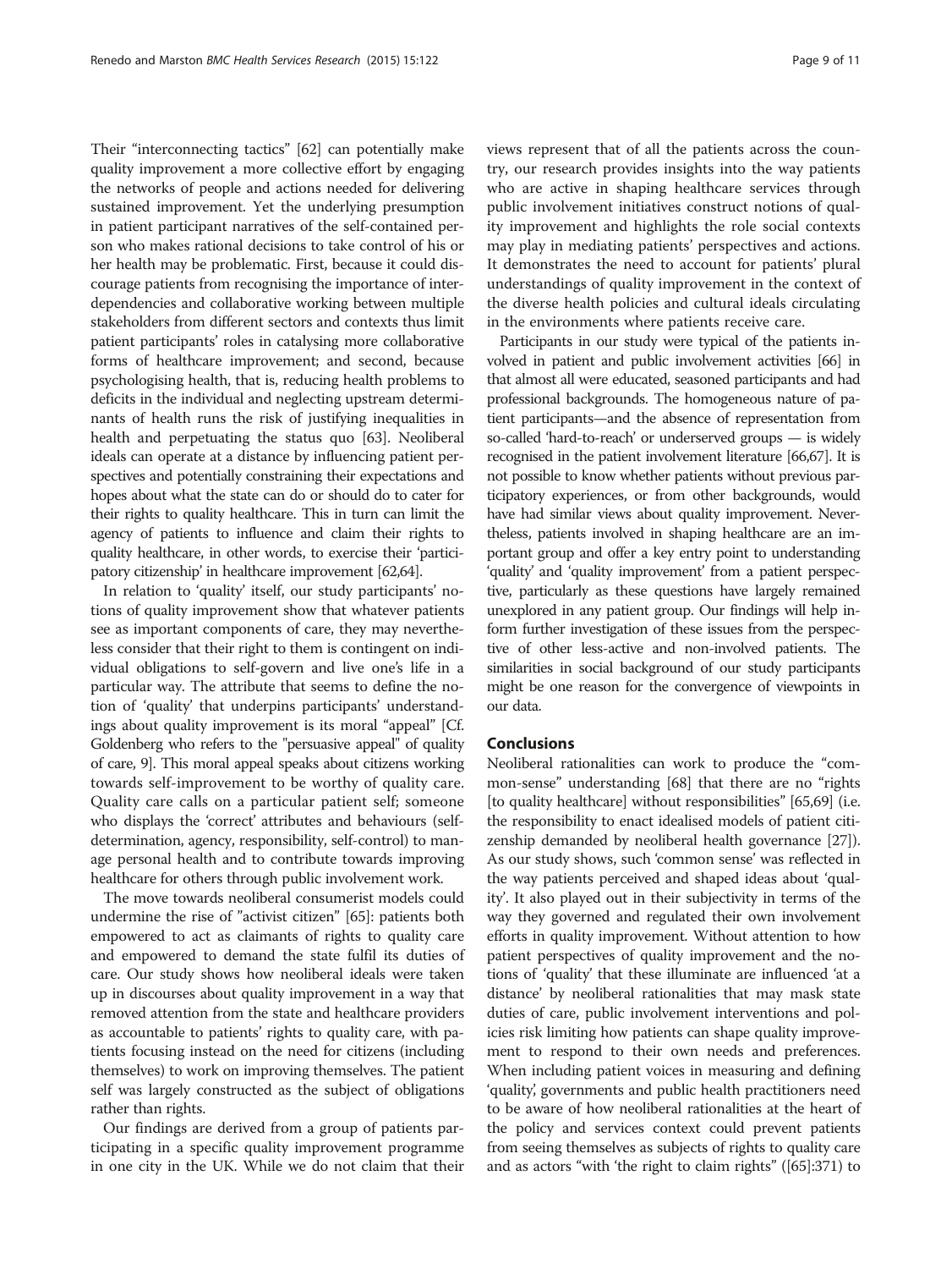Their "interconnecting tactics" [62] can potentially make quality improvement a more collective effort by engaging the networks of people and actions needed for delivering sustained improvement. Yet the underlying presumption in patient participant narratives of the self-contained person who makes rational decisions to take control of his or her health may be problematic. First, because it could discourage patients from recognising the importance of interdependencies and collaborative working between multiple stakeholders from different sectors and contexts thus limit patient participants' roles in catalysing more collaborative forms of healthcare improvement; and second, because psychologising health, that is, reducing health problems to deficits in the individual and neglecting upstream determinants of health runs the risk of justifying inequalities in health and perpetuating the status quo [63]. Neoliberal ideals can operate at a distance by influencing patient perspectives and potentially constraining their expectations and hopes about what the state can do or should do to cater for their rights to quality healthcare. This in turn can limit the agency of patients to influence and claim their rights to quality healthcare, in other words, to exercise their 'participatory citizenship' in healthcare improvement [62,64].

In relation to 'quality' itself, our study participants' notions of quality improvement show that whatever patients see as important components of care, they may nevertheless consider that their right to them is contingent on individual obligations to self-govern and live one's life in a particular way. The attribute that seems to define the notion of 'quality' that underpins participants' understandings about quality improvement is its moral "appeal" [Cf. Goldenberg who refers to the "persuasive appeal" of quality of care, 9]. This moral appeal speaks about citizens working towards self-improvement to be worthy of quality care. Quality care calls on a particular patient self; someone who displays the 'correct' attributes and behaviours (self-determination, agency, responsibility, self-control) to manage personal health and to contribute towards improving healthcare for others through public involvement work.

The move towards neoliberal consumerist models could undermine the rise of "activist citizen" [65]: patients both empowered to act as claimants of rights to quality care and empowered to demand the state fulfil its duties of care. Our study shows how neoliberal ideals were taken up in discourses about quality improvement in a way that removed attention from the state and healthcare providers as accountable to patients' rights to quality care, with patients focusing instead on the need for citizens (including themselves) to work on improving themselves. The patient self was largely constructed as the subject of obligations rather than rights.

Our findings are derived from a group of patients participating in a specific quality improvement programme in one city in the UK. While we do not claim that their views represent that of all the patients across the country, our research provides insights into the way patients who are active in shaping healthcare services through public involvement initiatives construct notions of quality improvement and highlights the role social contexts may play in mediating patients' perspectives and actions. It demonstrates the need to account for patients' plural understandings of quality improvement in the context of the diverse health policies and cultural ideals circulating in the environments where patients receive care.

Participants in our study were typical of the patients involved in patient and public involvement activities [66] in that almost all were educated, seasoned participants and had professional backgrounds. The homogeneous nature of patient participants—and the absence of representation from so-called 'hard-to-reach' or underserved groups — is widely recognised in the patient involvement literature [66,67]. It is not possible to know whether patients without previous participatory experiences, or from other backgrounds, would have had similar views about quality improvement. Nevertheless, patients involved in shaping healthcare are an important group and offer a key entry point to understanding 'quality' and 'quality improvement' from a patient perspective, particularly as these questions have largely remained unexplored in any patient group. Our findings will help inform further investigation of these issues from the perspective of other less-active and non-involved patients. The similarities in social background of our study participants might be one reason for the convergence of viewpoints in our data.

## Conclusions

Neoliberal rationalities can work to produce the "common-sense" understanding [68] that there are no "rights [to quality healthcare] without responsibilities" [65,69] (i.e. the responsibility to enact idealised models of patient citizenship demanded by neoliberal health governance [27]). As our study shows, such 'common sense' was reflected in the way patients perceived and shaped ideas about 'quality'. It also played out in their subjectivity in terms of the way they governed and regulated their own involvement efforts in quality improvement. Without attention to how patient perspectives of quality improvement and the notions of 'quality' that these illuminate are influenced 'at a distance' by neoliberal rationalities that may mask state duties of care, public involvement interventions and policies risk limiting how patients can shape quality improvement to respond to their own needs and preferences. When including patient voices in measuring and defining 'quality', governments and public health practitioners need to be aware of how neoliberal rationalities at the heart of the policy and services context could prevent patients from seeing themselves as subjects of rights to quality care and as actors "with 'the right to claim rights" ([65]:371) to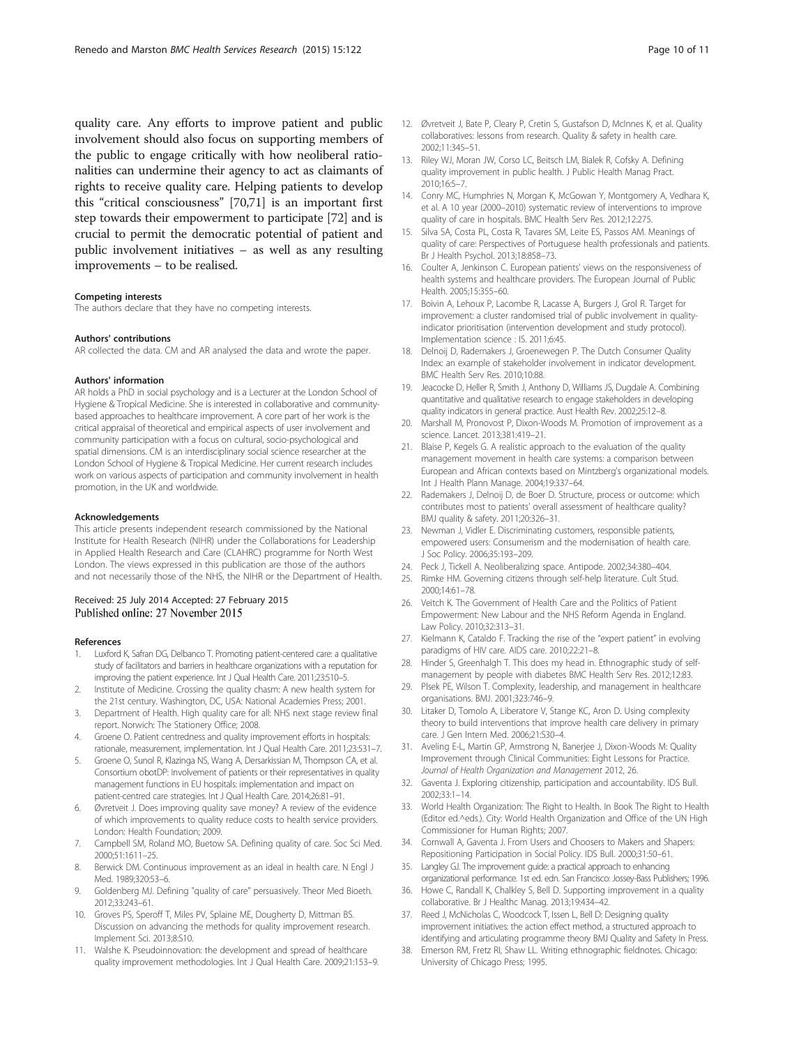quality care. Any efforts to improve patient and public involvement should also focus on supporting members of the public to engage critically with how neoliberal rationalities can undermine their agency to act as claimants of rights to receive quality care. Helping patients to develop this "critical consciousness" [70,71] is an important first step towards their empowerment to participate [72] and is crucial to permit the democratic potential of patient and public involvement initiatives – as well as any resulting improvements – to be realised.

#### Competing interests

The authors declare that they have no competing interests.

#### Authors' contributions

AR collected the data. CM and AR analysed the data and wrote the paper.

#### Authors' information

AR holds a PhD in social psychology and is a Lecturer at the London School of Hygiene & Tropical Medicine. She is interested in collaborative and community-based approaches to healthcare improvement. A core part of her work is the critical appraisal of theoretical and empirical aspects of user involvement and community participation with a focus on cultural, socio-psychological and spatial dimensions. CM is an interdisciplinary social science researcher at the London School of Hygiene & Tropical Medicine. Her current research includes work on various aspects of participation and community involvement in health promotion, in the UK and worldwide.

#### Acknowledgements

This article presents independent research commissioned by the National Institute for Health Research (NIHR) under the Collaborations for Leadership in Applied Health Research and Care (CLAHRC) programme for North West London. The views expressed in this publication are those of the authors and not necessarily those of the NHS, the NIHR or the Department of Health.

Received: 25 July 2014 Accepted: 27 February 2015
Published online: 27 November 2015

#### References

1. Luxford K, Safran DG, Delbanco T. Promoting patient-centered care: a qualitative study of facilitators and barriers in healthcare organizations with a reputation for improving the patient experience. Int J Qual Health Care. 2011;23:510–5.
2. Institute of Medicine. Crossing the quality chasm: A new health system for the 21st century. Washington, DC, USA: National Academies Press; 2001.
3. Department of Health. High quality care for all: NHS next stage review final report. Norwich: The Stationery Office; 2008.
4. Groene O. Patient centredness and quality improvement efforts in hospitals: rationale, measurement, implementation. Int J Qual Health Care. 2011;23:531–7.
5. Groene O, Sunol R, Klazinga NS, Wang A, Dersarkissian M, Thompson CA, et al. Consortium obotDP: Involvement of patients or their representatives in quality management functions in EU hospitals: implementation and impact on patient-centred care strategies. Int J Qual Health Care. 2014;26:81–91.
6. Øvretveit J. Does improving quality save money? A review of the evidence of which improvements to quality reduce costs to health service providers. London: Health Foundation; 2009.
7. Campbell SM, Roland MO, Buetow SA. Defining quality of care. Soc Sci Med. 2000;51:1611–25.
8. Berwick DM. Continuous improvement as an ideal in health care. N Engl J Med. 1989;320:53–6.
9. Goldenberg MJ. Defining "quality of care" persuasively. Theor Med Bioeth. 2012;33:243–61.
10. Groves PS, Speroff T, Miles PV, Splaine ME, Dougherty D, Mittman BS. Discussion on advancing the methods for quality improvement research. Implement Sci. 2013;8:S10.
11. Walshe K. Pseudoinnovation: the development and spread of healthcare quality improvement methodologies. Int J Qual Health Care. 2009;21:153–9.
12. Øvretveit J, Bate P, Cleary P, Cretin S, Gustafson D, McInnes K, et al. Quality collaboratives: lessons from research. Quality & safety in health care. 2002;11:345–51.
13. Riley WJ, Moran JW, Corso LC, Beitsch LM, Bialek R, Cofsky A. Defining quality improvement in public health. J Public Health Manag Pract. 2010;16:5–7.
14. Conry MC, Humphries N, Morgan K, McGowan Y, Montgomery A, Vedhara K, et al. A 10 year (2000–2010) systematic review of interventions to improve quality of care in hospitals. BMC Health Serv Res. 2012;12:275.
15. Silva SA, Costa PL, Costa R, Tavares SM, Leite ES, Passos AM. Meanings of quality of care: Perspectives of Portuguese health professionals and patients. Br J Health Psychol. 2013;18:858–73.
16. Coulter A, Jenkinson C. European patients' views on the responsiveness of health systems and healthcare providers. The European Journal of Public Health. 2005;15:355–60.
17. Boivin A, Lehoux P, Lacombe R, Lacasse A, Burgers J, Grol R. Target for improvement: a cluster randomised trial of public involvement in quality-indicator prioritisation (intervention development and study protocol). Implementation science : IS. 2011;6:45.
18. Delnoij D, Rademakers J, Groenewegen P. The Dutch Consumer Quality Index: an example of stakeholder involvement in indicator development. BMC Health Serv Res. 2010;10:88.
19. Jeacocke D, Heller R, Smith J, Anthony D, Williams JS, Dugdale A. Combining quantitative and qualitative research to engage stakeholders in developing quality indicators in general practice. Aust Health Rev. 2002;25:12–8.
20. Marshall M, Pronovost P, Dixon-Woods M. Promotion of improvement as a science. Lancet. 2013;381:419–21.
21. Blaise P, Kegels G. A realistic approach to the evaluation of the quality management movement in health care systems: a comparison between European and African contexts based on Mintzberg's organizational models. Int J Health Plann Manage. 2004;19:337–64.
22. Rademakers J, Delnoij D, de Boer D. Structure, process or outcome: which contributes most to patients' overall assessment of healthcare quality? BMJ quality & safety. 2011;20:326–31.
23. Newman J, Vidler E. Discriminating customers, responsible patients, empowered users: Consumerism and the modernisation of health care. J Soc Policy. 2006;35:193–209.
24. Peck J, Tickell A. Neoliberalizing space. Antipode. 2002;34:380–404.
25. Rimke HM. Governing citizens through self-help literature. Cult Stud. 2000;14:61–78.
26. Veitch K. The Government of Health Care and the Politics of Patient Empowerment: New Labour and the NHS Reform Agenda in England. Law Policy. 2010;32:313–31.
27. Kielmann K, Cataldo F. Tracking the rise of the "expert patient" in evolving paradigms of HIV care. AIDS care. 2010;22:21–8.
28. Hinder S, Greenhalgh T. This does my head in. Ethnographic study of self-management by people with diabetes BMC Health Serv Res. 2012;12:83.
29. Plsek PE, Wilson T. Complexity, leadership, and management in healthcare organisations. BMJ. 2001;323:746–9.
30. Litaker D, Tomolo A, Liberatore V, Stange KC, Aron D. Using complexity theory to build interventions that improve health care delivery in primary care. J Gen Intern Med. 2006;21:S30–4.
31. Aveling E-L, Martin GP, Armstrong N, Banerjee J, Dixon-Woods M: Quality Improvement through Clinical Communities: Eight Lessons for Practice. *Journal of Health Organization and Management* 2012, 26.
32. Gaventa J. Exploring citizenship, participation and accountability. IDS Bull. 2002;33:1–14.
33. World Health Organization: The Right to Health. In Book The Right to Health (Editor ed.^eds.). City: World Health Organization and Office of the UN High Commissioner for Human Rights; 2007.
34. Cornwall A, Gaventa J. From Users and Choosers to Makers and Shapers: Repositioning Participation in Social Policy. IDS Bull. 2000;31:50–61.
35. Langley GJ. The improvement guide: a practical approach to enhancing organizational performance. 1st ed. edn. San Francisco: Jossey-Bass Publishers; 1996.
36. Howe C, Randall K, Chalkley S, Bell D. Supporting improvement in a quality collaborative. Br J Healthc Manag. 2013;19:434–42.
37. Reed J, McNicholas C, Woodcock T, Issen L, Bell D: Designing quality improvement initiatives: the action effect method, a structured approach to identifying and articulating programme theory BMJ Quality and Safety In Press.
38. Emerson RM, Fretz RI, Shaw LL. Writing ethnographic fieldnotes. Chicago: University of Chicago Press; 1995.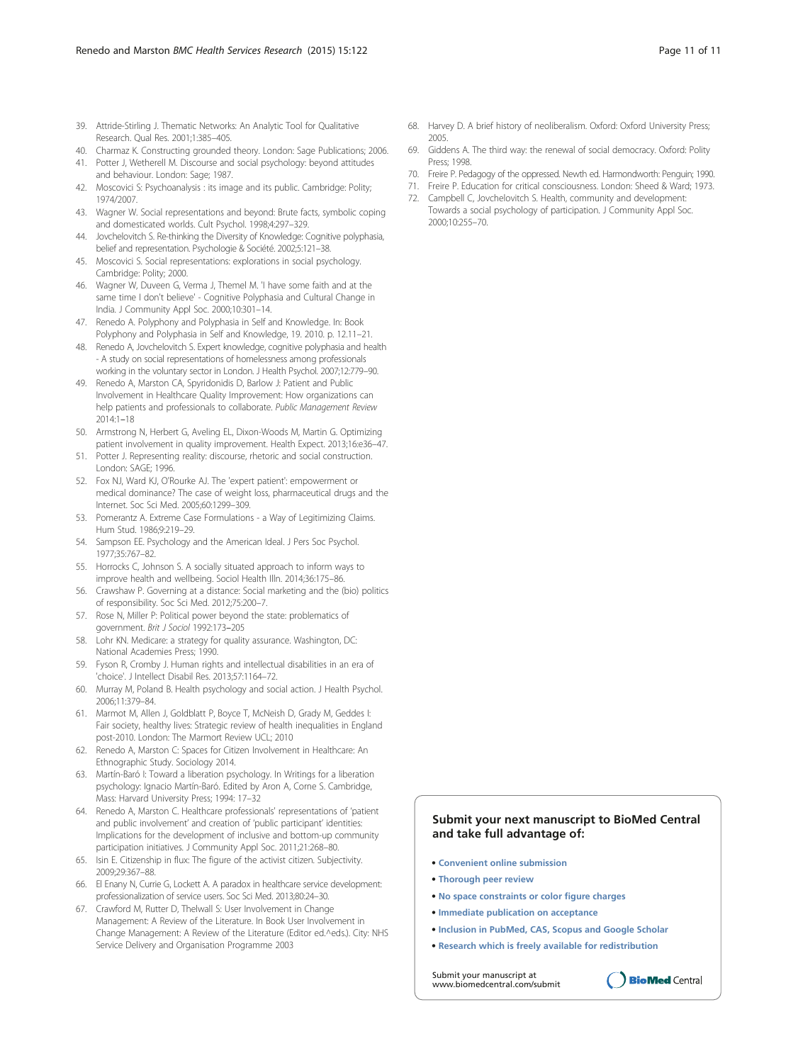39. Attride-Stirling J. Thematic Networks: An Analytic Tool for Qualitative Research. Qual Res. 2001;1:385–405.
40. Charmaz K. Constructing grounded theory. London: Sage Publications; 2006.
41. Potter J, Wetherell M. Discourse and social psychology: beyond attitudes and behaviour. London: Sage; 1987.
42. Moscovici S: Psychoanalysis : its image and its public. Cambridge: Polity; 1974/2007.
43. Wagner W. Social representations and beyond: Brute facts, symbolic coping and domesticated worlds. Cult Psychol. 1998;4:297–329.
44. Jovchelovitch S. Re-thinking the Diversity of Knowledge: Cognitive polyphasia, belief and representation. Psychologie & Société. 2002;5:121–38.
45. Moscovici S. Social representations: explorations in social psychology. Cambridge: Polity; 2000.
46. Wagner W, Duveen G, Verma J, Themel M. 'I have some faith and at the same time I don't believe' - Cognitive Polyphasia and Cultural Change in India. J Community Appl Soc. 2000;10:301–14.
47. Renedo A. Polyphony and Polyphasia in Self and Knowledge. In: Book Polyphony and Polyphasia in Self and Knowledge, 19. 2010. p. 12.11–21.
48. Renedo A, Jovchelovitch S. Expert knowledge, cognitive polyphasia and health - A study on social representations of homelessness among professionals working in the voluntary sector in London. J Health Psychol. 2007;12:779–90.
49. Renedo A, Marston CA, Spyridonidis D, Barlow J: Patient and Public Involvement in Healthcare Quality Improvement: How organizations can help patients and professionals to collaborate. *Public Management Review* 2014:1–18
50. Armstrong N, Herbert G, Aveling EL, Dixon-Woods M, Martin G. Optimizing patient involvement in quality improvement. Health Expect. 2013;16:e36–47.
51. Potter J. Representing reality: discourse, rhetoric and social construction. London: SAGE; 1996.
52. Fox NJ, Ward KJ, O'Rourke AJ. The 'expert patient': empowerment or medical dominance? The case of weight loss, pharmaceutical drugs and the Internet. Soc Sci Med. 2005;60:1299–309.
53. Pomerantz A. Extreme Case Formulations - a Way of Legitimizing Claims. Hum Stud. 1986;9:219–29.
54. Sampson EE. Psychology and the American Ideal. J Pers Soc Psychol. 1977;35:767–82.
55. Horrocks C, Johnson S. A socially situated approach to inform ways to improve health and wellbeing. Sociol Health Illn. 2014;36:175–86.
56. Crawshaw P. Governing at a distance: Social marketing and the (bio) politics of responsibility. Soc Sci Med. 2012;75:200–7.
57. Rose N, Miller P: Political power beyond the state: problematics of government. *Brit J Sociol* 1992:173–205
58. Lohr KN. Medicare: a strategy for quality assurance. Washington, DC: National Academies Press; 1990.
59. Fyson R, Cromby J. Human rights and intellectual disabilities in an era of 'choice'. J Intellect Disabil Res. 2013;57:1164–72.
60. Murray M, Poland B. Health psychology and social action. J Health Psychol. 2006;11:379–84.
61. Marmot M, Allen J, Goldblatt P, Boyce T, McNeish D, Grady M, Geddes I: Fair society, healthy lives: Strategic review of health inequalities in England post-2010. London: The Marmort Review UCL; 2010
62. Renedo A, Marston C: Spaces for Citizen Involvement in Healthcare: An Ethnographic Study. Sociology 2014.
63. Martín-Baró I: Toward a liberation psychology. In Writings for a liberation psychology: Ignacio Martín-Baró. Edited by Aron A, Corne S. Cambridge, Mass: Harvard University Press; 1994: 17–32
64. Renedo A, Marston C. Healthcare professionals' representations of 'patient and public involvement' and creation of 'public participant' identities: Implications for the development of inclusive and bottom-up community participation initiatives. J Community Appl Soc. 2011;21:268–80.
65. Isin E. Citizenship in flux: The figure of the activist citizen. Subjectivity. 2009;29:367–88.
66. El Enany N, Currie G, Lockett A. A paradox in healthcare service development: professionalization of service users. Soc Sci Med. 2013;80:24–30.
67. Crawford M, Rutter D, Thelwall S: User Involvement in Change Management: A Review of the Literature. In Book User Involvement in Change Management: A Review of the Literature (Editor ed.^eds.). City: NHS Service Delivery and Organisation Programme 2003
68. Harvey D. A brief history of neoliberalism. Oxford: Oxford University Press; 2005.
69. Giddens A. The third way: the renewal of social democracy. Oxford: Polity Press; 1998.
70. Freire P. Pedagogy of the oppressed. Newth ed. Harmondworth: Penguin; 1990.
71. Freire P. Education for critical consciousness. London: Sheed & Ward; 1973.
72. Campbell C, Jovchelovitch S. Health, community and development: Towards a social psychology of participation. J Community Appl Soc. 2000;10:255–70.

**Submit your next manuscript to BioMed Central and take full advantage of:**

- **Convenient online submission**
- **Thorough peer review**
- **No space constraints or color figure charges**
- **Immediate publication on acceptance**
- **Inclusion in PubMed, CAS, Scopus and Google Scholar**
- **Research which is freely available for redistribution**

Submit your manuscript at www.biomedcentral.com/submit

BioMed Central